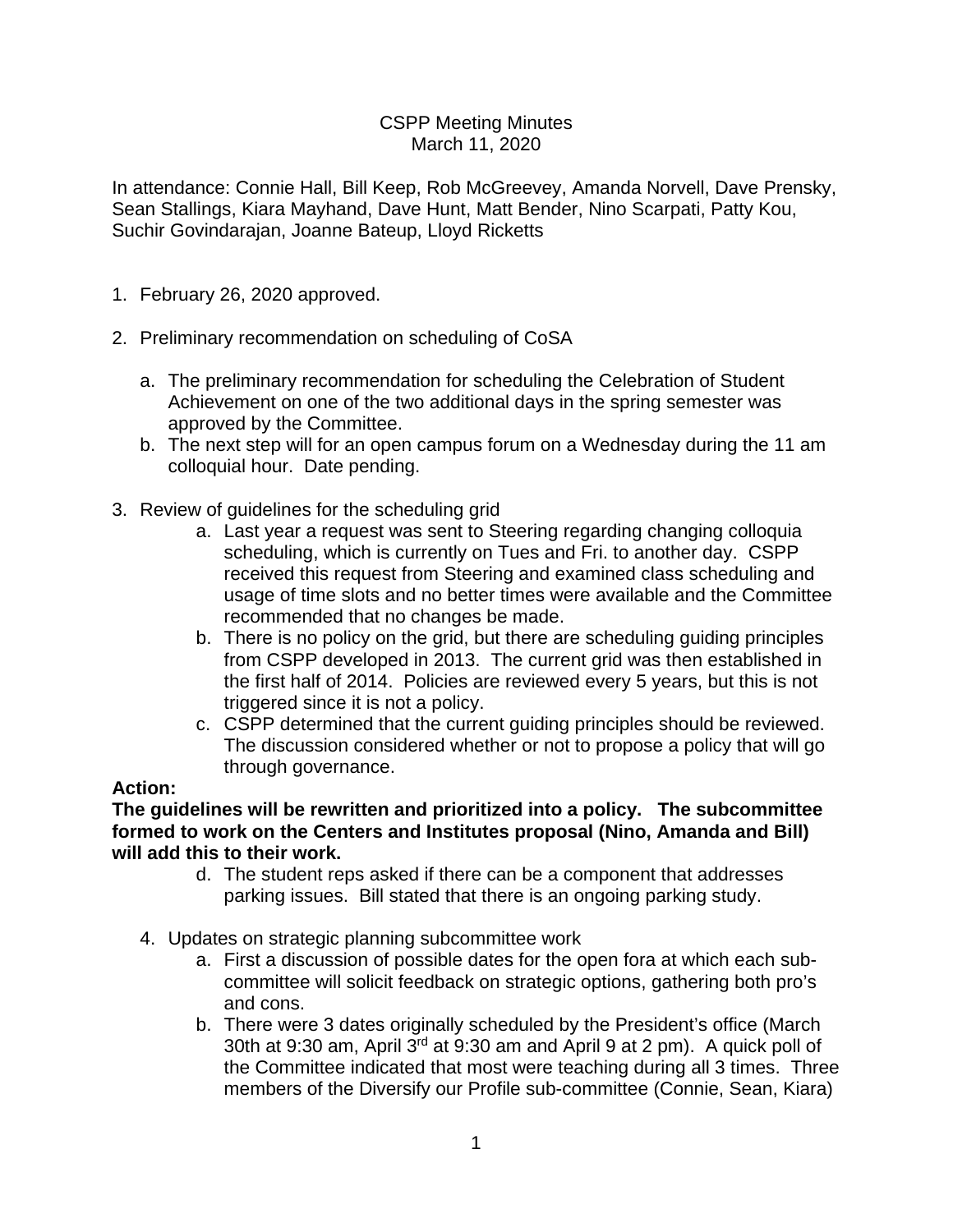CSPP Meeting Minutes
March 11, 2020

In attendance: Connie Hall, Bill Keep, Rob McGreevey, Amanda Norvell, Dave Prensky, Sean Stallings, Kiara Mayhand, Dave Hunt, Matt Bender, Nino Scarpati, Patty Kou, Suchir Govindarajan, Joanne Bateup, Lloyd Ricketts

1. February 26, 2020 approved.

2. Preliminary recommendation on scheduling of CoSA

   a. The preliminary recommendation for scheduling the Celebration of Student Achievement on one of the two additional days in the spring semester was approved by the Committee.
   b. The next step will for an open campus forum on a Wednesday during the 11 am colloquial hour. Date pending.

3. Review of guidelines for the scheduling grid

   a. Last year a request was sent to Steering regarding changing colloquia scheduling, which is currently on Tues and Fri. to another day. CSPP received this request from Steering and examined class scheduling and usage of time slots and no better times were available and the Committee recommended that no changes be made.
   b. There is no policy on the grid, but there are scheduling guiding principles from CSPP developed in 2013. The current grid was then established in the first half of 2014. Policies are reviewed every 5 years, but this is not triggered since it is not a policy.
   c. CSPP determined that the current guiding principles should be reviewed. The discussion considered whether or not to propose a policy that will go through governance.

**Action:**
**The guidelines will be rewritten and prioritized into a policy. The subcommittee formed to work on the Centers and Institutes proposal (Nino, Amanda and Bill) will add this to their work.**

   d. The student reps asked if there can be a component that addresses parking issues. Bill stated that there is an ongoing parking study.

4. Updates on strategic planning subcommittee work

   a. First a discussion of possible dates for the open fora at which each sub-committee will solicit feedback on strategic options, gathering both pro's and cons.
   b. There were 3 dates originally scheduled by the President's office (March 30th at 9:30 am, April 3rd at 9:30 am and April 9 at 2 pm). A quick poll of the Committee indicated that most were teaching during all 3 times. Three members of the Diversify our Profile sub-committee (Connie, Sean, Kiara)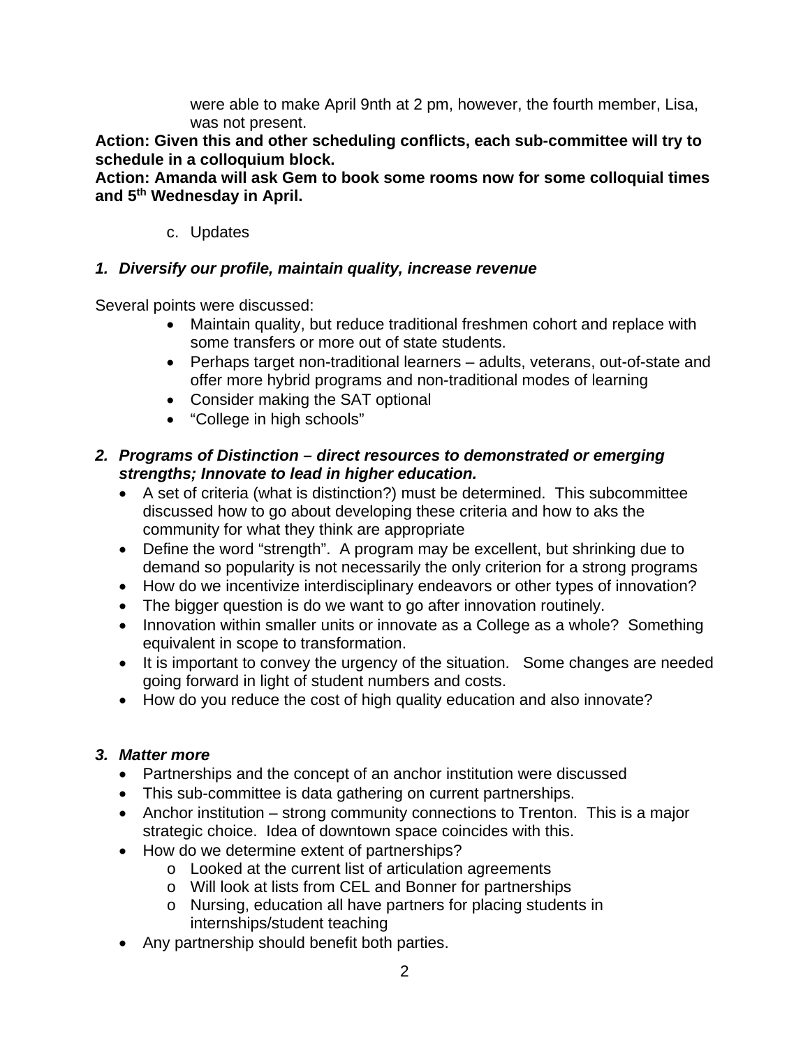were able to make April 9nth at 2 pm, however, the fourth member, Lisa, was not present.

**Action: Given this and other scheduling conflicts, each sub-committee will try to schedule in a colloquium block.**

**Action: Amanda will ask Gem to book some rooms now for some colloquial times and 5th Wednesday in April.**

c. Updates

***1. Diversify our profile, maintain quality, increase revenue***

Several points were discussed:

- Maintain quality, but reduce traditional freshmen cohort and replace with some transfers or more out of state students.
- Perhaps target non-traditional learners – adults, veterans, out-of-state and offer more hybrid programs and non-traditional modes of learning
- Consider making the SAT optional
- "College in high schools"

***2. Programs of Distinction – direct resources to demonstrated or emerging strengths; Innovate to lead in higher education.***

- A set of criteria (what is distinction?) must be determined. This subcommittee discussed how to go about developing these criteria and how to aks the community for what they think are appropriate
- Define the word "strength". A program may be excellent, but shrinking due to demand so popularity is not necessarily the only criterion for a strong programs
- How do we incentivize interdisciplinary endeavors or other types of innovation?
- The bigger question is do we want to go after innovation routinely.
- Innovation within smaller units or innovate as a College as a whole? Something equivalent in scope to transformation.
- It is important to convey the urgency of the situation. Some changes are needed going forward in light of student numbers and costs.
- How do you reduce the cost of high quality education and also innovate?

***3. Matter more***

- Partnerships and the concept of an anchor institution were discussed
- This sub-committee is data gathering on current partnerships.
- Anchor institution – strong community connections to Trenton. This is a major strategic choice. Idea of downtown space coincides with this.
- How do we determine extent of partnerships?
  - Looked at the current list of articulation agreements
  - Will look at lists from CEL and Bonner for partnerships
  - Nursing, education all have partners for placing students in internships/student teaching
- Any partnership should benefit both parties.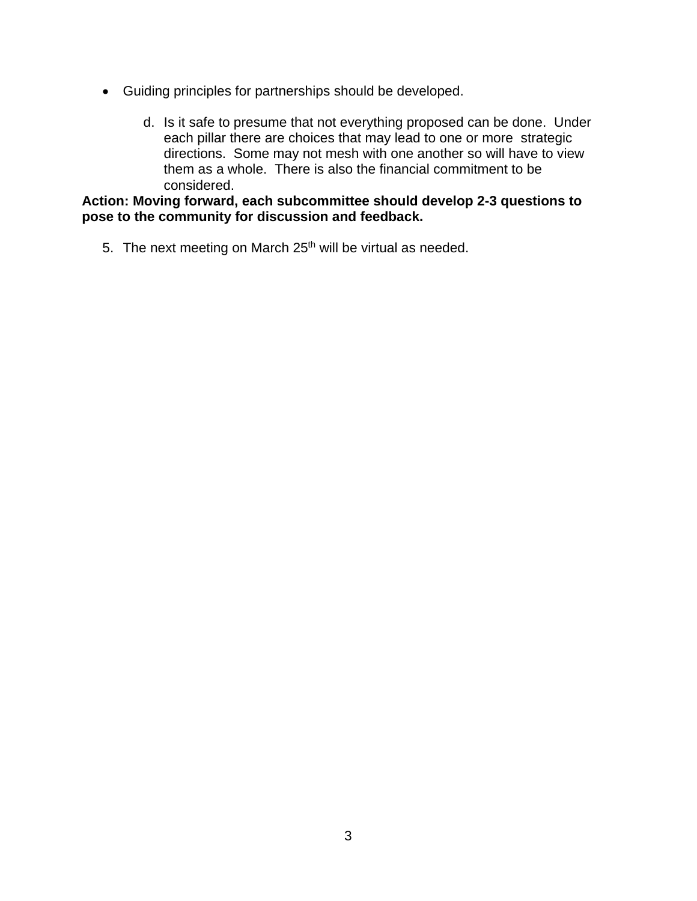- Guiding principles for partnerships should be developed.

  d. Is it safe to presume that not everything proposed can be done. Under each pillar there are choices that may lead to one or more strategic directions. Some may not mesh with one another so will have to view them as a whole. There is also the financial commitment to be considered.

**Action: Moving forward, each subcommittee should develop 2-3 questions to pose to the community for discussion and feedback.**

5. The next meeting on March 25th will be virtual as needed.